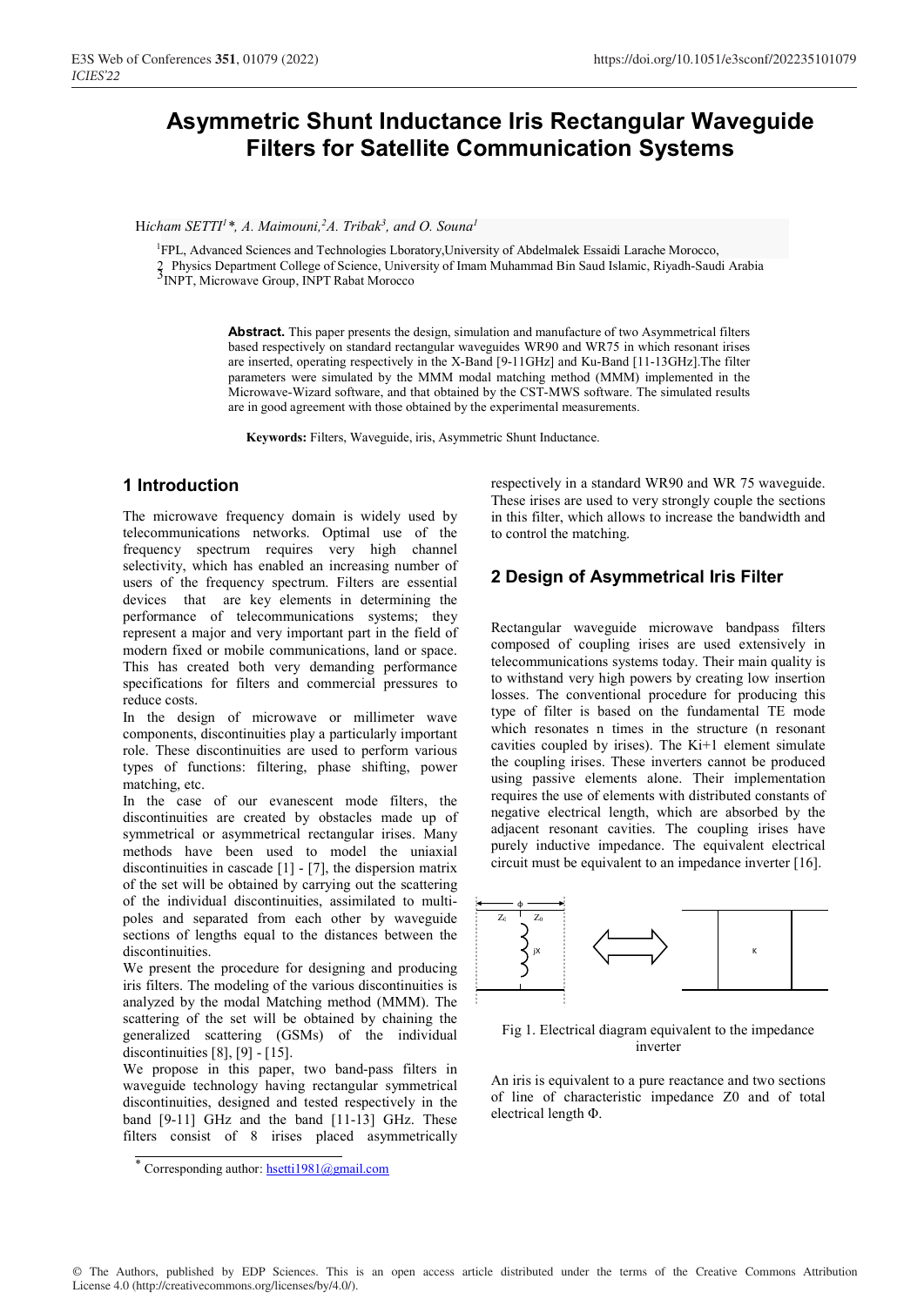# Asymmetric Shunt Inductance Iris Rectangular Waveguide Filters for Satellite Communication Systems

H*icham SETTI*[1]*, *A. Maimouni,*[2]*A. Tribak*[3]*, and O. Souna*[1]

[1]FPL, Advanced Sciences and Technologies Lboratory,University of Abdelmalek Essaidi Larache Morocco,
[2] Physics Department College of Science, University of Imam Muhammad Bin Saud Islamic, Riyadh-Saudi Arabia
[3]INPT, Microwave Group, INPT Rabat Morocco

**Abstract.** This paper presents the design, simulation and manufacture of two Asymmetrical filters based respectively on standard rectangular waveguides WR90 and WR75 in which resonant irises are inserted, operating respectively in the X-Band [9-11GHz] and Ku-Band [11-13GHz].The filter parameters were simulated by the MMM modal matching method (MMM) implemented in the Microwave-Wizard software, and that obtained by the CST-MWS software. The simulated results are in good agreement with those obtained by the experimental measurements.

**Keywords:** Filters, Waveguide, iris, Asymmetric Shunt Inductance.

## 1 Introduction

The microwave frequency domain is widely used by telecommunications networks. Optimal use of the frequency spectrum requires very high channel selectivity, which has enabled an increasing number of users of the frequency spectrum. Filters are essential devices that are key elements in determining the performance of telecommunications systems; they represent a major and very important part in the field of modern fixed or mobile communications, land or space. This has created both very demanding performance specifications for filters and commercial pressures to reduce costs.

In the design of microwave or millimeter wave components, discontinuities play a particularly important role. These discontinuities are used to perform various types of functions: filtering, phase shifting, power matching, etc.

In the case of our evanescent mode filters, the discontinuities are created by obstacles made up of symmetrical or asymmetrical rectangular irises. Many methods have been used to model the uniaxial discontinuities in cascade [1] - [7], the dispersion matrix of the set will be obtained by carrying out the scattering of the individual discontinuities, assimilated to multi-poles and separated from each other by waveguide sections of lengths equal to the distances between the discontinuities.

We present the procedure for designing and producing iris filters. The modeling of the various discontinuities is analyzed by the modal Matching method (MMM). The scattering of the set will be obtained by chaining the generalized scattering (GSMs) of the individual discontinuities [8], [9] - [15].

We propose in this paper, two band-pass filters in waveguide technology having rectangular symmetrical discontinuities, designed and tested respectively in the band [9-11] GHz and the band [11-13] GHz. These filters consist of 8 irises placed asymmetrically respectively in a standard WR90 and WR 75 waveguide. These irises are used to very strongly couple the sections in this filter, which allows to increase the bandwidth and to control the matching.

## 2 Design of Asymmetrical Iris Filter

Rectangular waveguide microwave bandpass filters composed of coupling irises are used extensively in telecommunications systems today. Their main quality is to withstand very high powers by creating low insertion losses. The conventional procedure for producing this type of filter is based on the fundamental TE mode which resonates n times in the structure (n resonant cavities coupled by irises). The Ki+1 element simulate the coupling irises. These inverters cannot be produced using passive elements alone. Their implementation requires the use of elements with distributed constants of negative electrical length, which are absorbed by the adjacent resonant cavities. The coupling irises have purely inductive impedance. The equivalent electrical circuit must be equivalent to an impedance inverter [16].

Fig 1. Electrical diagram equivalent to the impedance inverter

An iris is equivalent to a pure reactance and two sections of line of characteristic impedance Z0 and of total electrical length Φ.

* Corresponding author: hsetti1981@gmail.com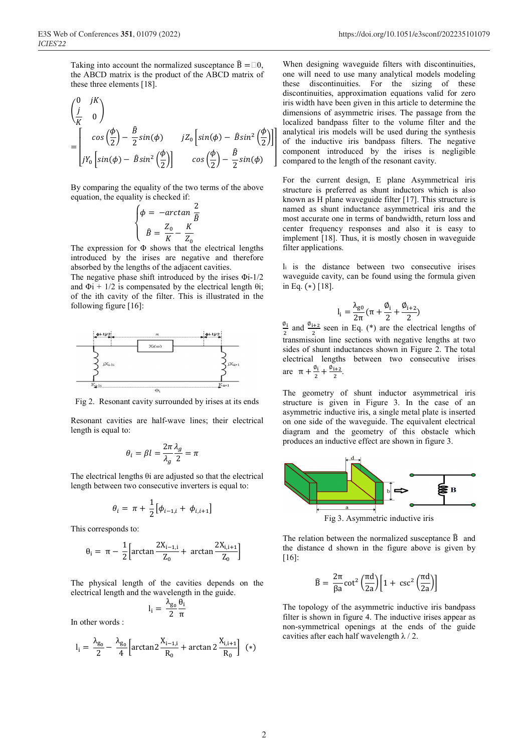Taking into account the normalized susceptance $\hat{B} = \square 0$, the ABCD matrix is the product of the ABCD matrix of these three elements [18].

$$\begin{pmatrix} 0 & jK \\ \frac{j}{K} & 0 \end{pmatrix} = \begin{bmatrix} \cos\left(\frac{\phi}{2}\right) - \frac{\hat{B}}{2}\sin(\phi) & jZ_0\left[\sin(\phi) - \hat{B}\sin^2\left(\frac{\phi}{2}\right)\right] \\ jY_0\left[\sin(\phi) - \hat{B}\sin^2\left(\frac{\phi}{2}\right)\right] & \cos\left(\frac{\phi}{2}\right) - \frac{\hat{B}}{2}\sin(\phi) \end{bmatrix}$$

By comparing the equality of the two terms of the above equation, the equality is checked if:

$$\begin{cases} \phi = -\arctan\frac{2}{\hat{B}} \\ \hat{B} = \frac{Z_0}{K} - \frac{K}{Z_0} \end{cases}$$

The expression for Φ shows that the electrical lengths introduced by the irises are negative and therefore absorbed by the lengths of the adjacent cavities.

The negative phase shift introduced by the irises $\Phi_{i-1/2}$ and $\Phi_{i+1/2}$ is compensated by the electrical length $\theta_i$; of the ith cavity of the filter. This is illustrated in the following figure [16]:

Fig 2. Resonant cavity surrounded by irises at its ends

Resonant cavities are half-wave lines; their electrical length is equal to:

$$\theta_i = \beta l = \frac{2\pi}{\lambda_g}\frac{\lambda_g}{2} = \pi$$

The electrical lengths $\theta_i$ are adjusted so that the electrical length between two consecutive inverters is equal to:

$$\theta_i = \pi + \frac{1}{2}\left[\phi_{i-1,i} + \phi_{i,i+1}\right]$$

This corresponds to:

$$\theta_i = \pi - \frac{1}{2}\left[\arctan\frac{2X_{i-1,i}}{Z_0} + \arctan\frac{2X_{i,i+1}}{Z_0}\right]$$

The physical length of the cavities depends on the electrical length and the wavelength in the guide.

$$l_i = \frac{\lambda_{g_0}}{2}\frac{\theta_i}{\pi}$$

In other words :

$$l_i = \frac{\lambda_{g_0}}{2} - \frac{\lambda_{g_0}}{4}\left[\arctan 2\frac{X_{i-1,i}}{R_0} + \arctan 2\frac{X_{i,i+1}}{R_0}\right] \quad (*)$$

When designing waveguide filters with discontinuities, one will need to use many analytical models modeling these discontinuities. For the sizing of these discontinuities, approximation equations valid for zero iris width have been given in this article to determine the dimensions of asymmetric irises. The passage from the localized bandpass filter to the volume filter and the analytical iris models will be used during the synthesis of the inductive iris bandpass filters. The negative component introduced by the irises is negligible compared to the length of the resonant cavity.

For the current design, E plane Asymmetrical iris structure is preferred as shunt inductors which is also known as H plane waveguide filter [17]. This structure is named as shunt inductance asymmetrical iris and the most accurate one in terms of bandwidth, return loss and center frequency responses and also it is easy to implement [18]. Thus, it is mostly chosen in waveguide filter applications.

$l_i$ is the distance between two consecutive irises waveguide cavity, can be found using the formula given in Eq. (∗) [18].

$$l_i = \frac{\lambda_{g0}}{2\pi}\left(\pi + \frac{\phi_i}{2} + \frac{\phi_{i+2}}{2}\right)$$

$\frac{\phi_i}{2}$ and $\frac{\phi_{i+2}}{2}$ seen in Eq. (*) are the electrical lengths of transmission line sections with negative lengths at two sides of shunt inductances shown in Figure 2. The total electrical lengths between two consecutive irises are $\pi + \frac{\phi_i}{2} + \frac{\phi_{i+2}}{2}$.

The geometry of shunt inductor asymmetrical iris structure is given in Figure 3. In the case of an asymmetric inductive iris, a single metal plate is inserted on one side of the waveguide. The equivalent electrical diagram and the geometry of this obstacle which produces an inductive effect are shown in figure 3.

Fig 3. Asymmetric inductive iris

The relation between the normalized susceptance $\hat{B}$ and the distance d shown in the figure above is given by [16]:

$$\hat{B} = \frac{2\pi}{\beta a}\cot^2\left(\frac{\pi d}{2a}\right)\left[1 + \csc^2\left(\frac{\pi d}{2a}\right)\right]$$

The topology of the asymmetric inductive iris bandpass filter is shown in figure 4. The inductive irises appear as non-symmetrical openings at the ends of the guide cavities after each half wavelength λ / 2.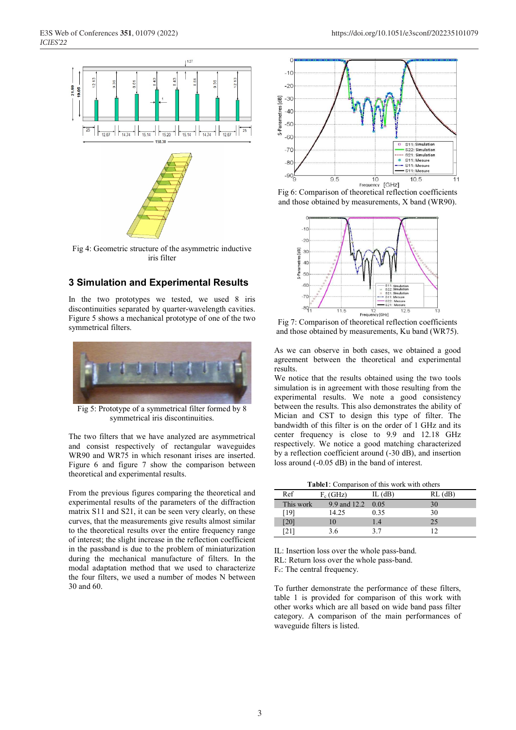Fig 4: Geometric structure of the asymmetric inductive iris filter

## 3 Simulation and Experimental Results

In the two prototypes we tested, we used 8 iris discontinuities separated by quarter-wavelength cavities. Figure 5 shows a mechanical prototype of one of the two symmetrical filters.

Fig 5: Prototype of a symmetrical filter formed by 8 symmetrical iris discontinuities.

The two filters that we have analyzed are asymmetrical and consist respectively of rectangular waveguides WR90 and WR75 in which resonant irises are inserted. Figure 6 and figure 7 show the comparison between theoretical and experimental results.

From the previous figures comparing the theoretical and experimental results of the parameters of the diffraction matrix S11 and S21, it can be seen very clearly, on these curves, that the measurements give results almost similar to the theoretical results over the entire frequency range of interest; the slight increase in the reflection coefficient in the passband is due to the problem of miniaturization during the mechanical manufacture of filters. In the modal adaptation method that we used to characterize the four filters, we used a number of modes N between 30 and 60.

Fig 6: Comparison of theoretical reflection coefficients and those obtained by measurements, X band (WR90).

Fig 7: Comparison of theoretical reflection coefficients and those obtained by measurements, Ku band (WR75).

As we can observe in both cases, we obtained a good agreement between the theoretical and experimental results.

We notice that the results obtained using the two tools simulation is in agreement with those resulting from the experimental results. We note a good consistency between the results. This also demonstrates the ability of Mician and CST to design this type of filter. The bandwidth of this filter is on the order of 1 GHz and its center frequency is close to 9.9 and 12.18 GHz respectively. We notice a good matching characterized by a reflection coefficient around (-30 dB), and insertion loss around (-0.05 dB) in the band of interest.

**Table1**: Comparison of this work with others

| Ref | $F_c$ (GHz) | IL (dB) | RL (dB) |
|---|---|---|---|
| This work | 9.9 and 12.2 | 0.05 | 30 |
| [19] | 14.25 | 0.35 | 30 |
| [20] | 10 | 1.4 | 25 |
| [21] | 3.6 | 3.7 | 12 |

IL: Insertion loss over the whole pass-band.
RL: Return loss over the whole pass-band.
$F_c$: The central frequency.

To further demonstrate the performance of these filters, table 1 is provided for comparison of this work with other works which are all based on wide band pass filter category. A comparison of the main performances of waveguide filters is listed.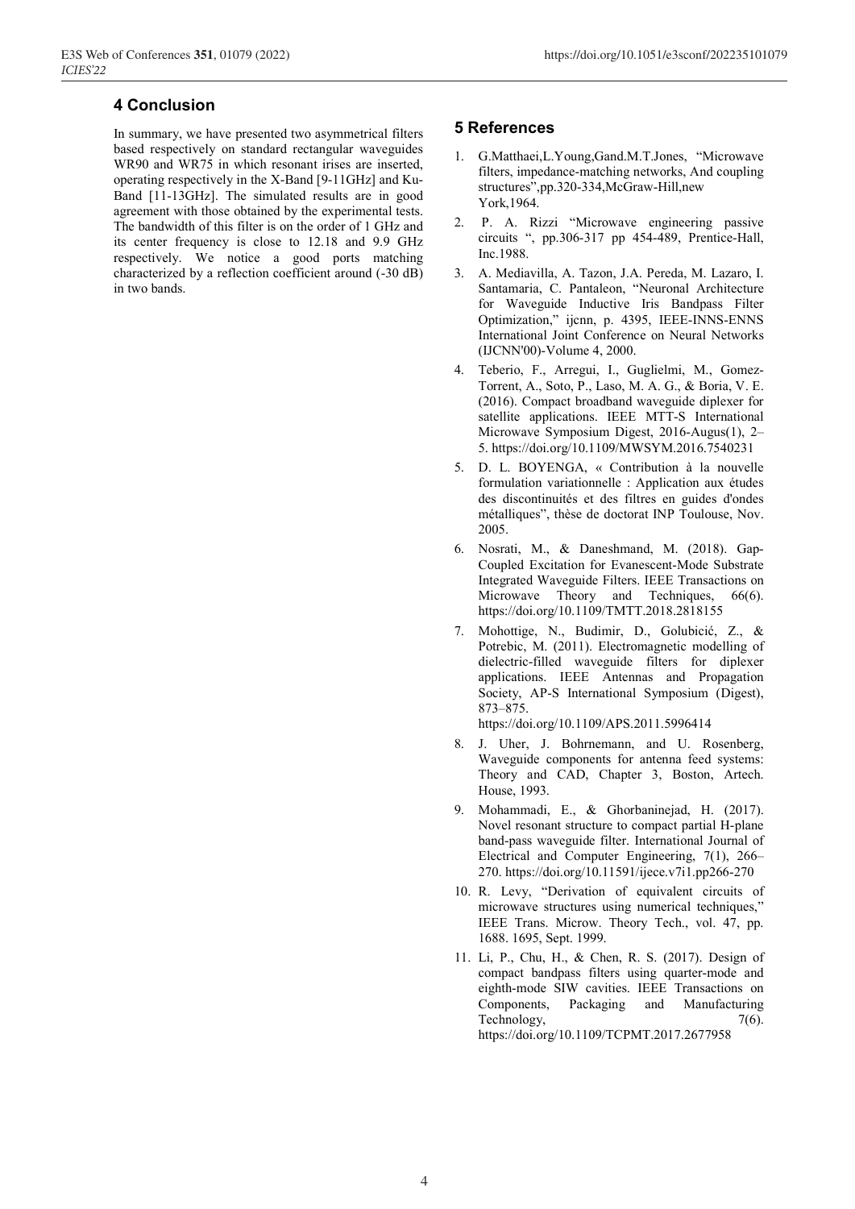## 4 Conclusion

In summary, we have presented two asymmetrical filters based respectively on standard rectangular waveguides WR90 and WR75 in which resonant irises are inserted, operating respectively in the X-Band [9-11GHz] and Ku-Band [11-13GHz]. The simulated results are in good agreement with those obtained by the experimental tests. The bandwidth of this filter is on the order of 1 GHz and its center frequency is close to 12.18 and 9.9 GHz respectively. We notice a good ports matching characterized by a reflection coefficient around (-30 dB) in two bands.

## 5 References

1. G.Matthaei,L.Young,Gand.M.T.Jones, "Microwave filters, impedance-matching networks, And coupling structures",pp.320-334,McGraw-Hill,new York,1964.
2. P. A. Rizzi "Microwave engineering passive circuits ", pp.306-317 pp 454-489, Prentice-Hall, Inc.1988.
3. A. Mediavilla, A. Tazon, J.A. Pereda, M. Lazaro, I. Santamaria, C. Pantaleon, "Neuronal Architecture for Waveguide Inductive Iris Bandpass Filter Optimization," ijcnn, p. 4395, IEEE-INNS-ENNS International Joint Conference on Neural Networks (IJCNN'00)-Volume 4, 2000.
4. Teberio, F., Arregui, I., Guglielmi, M., Gomez-Torrent, A., Soto, P., Laso, M. A. G., & Boria, V. E. (2016). Compact broadband waveguide diplexer for satellite applications. IEEE MTT-S International Microwave Symposium Digest, 2016-Augus(1), 2–5. https://doi.org/10.1109/MWSYM.2016.7540231
5. D. L. BOYENGA, « Contribution à la nouvelle formulation variationnelle : Application aux études des discontinuités et des filtres en guides d'ondes métalliques", thèse de doctorat INP Toulouse, Nov. 2005.
6. Nosrati, M., & Daneshmand, M. (2018). Gap-Coupled Excitation for Evanescent-Mode Substrate Integrated Waveguide Filters. IEEE Transactions on Microwave Theory and Techniques, 66(6). https://doi.org/10.1109/TMTT.2018.2818155
7. Mohottige, N., Budimir, D., Golubicić, Z., & Potrebic, M. (2011). Electromagnetic modelling of dielectric-filled waveguide filters for diplexer applications. IEEE Antennas and Propagation Society, AP-S International Symposium (Digest), 873–875. https://doi.org/10.1109/APS.2011.5996414
8. J. Uher, J. Bohrnemann, and U. Rosenberg, Waveguide components for antenna feed systems: Theory and CAD, Chapter 3, Boston, Artech. House, 1993.
9. Mohammadi, E., & Ghorbaninejad, H. (2017). Novel resonant structure to compact partial H-plane band-pass waveguide filter. International Journal of Electrical and Computer Engineering, 7(1), 266–270. https://doi.org/10.11591/ijece.v7i1.pp266-270
10. R. Levy, "Derivation of equivalent circuits of microwave structures using numerical techniques," IEEE Trans. Microw. Theory Tech., vol. 47, pp. 1688. 1695, Sept. 1999.
11. Li, P., Chu, H., & Chen, R. S. (2017). Design of compact bandpass filters using quarter-mode and eighth-mode SIW cavities. IEEE Transactions on Components, Packaging and Manufacturing Technology, 7(6). https://doi.org/10.1109/TCPMT.2017.2677958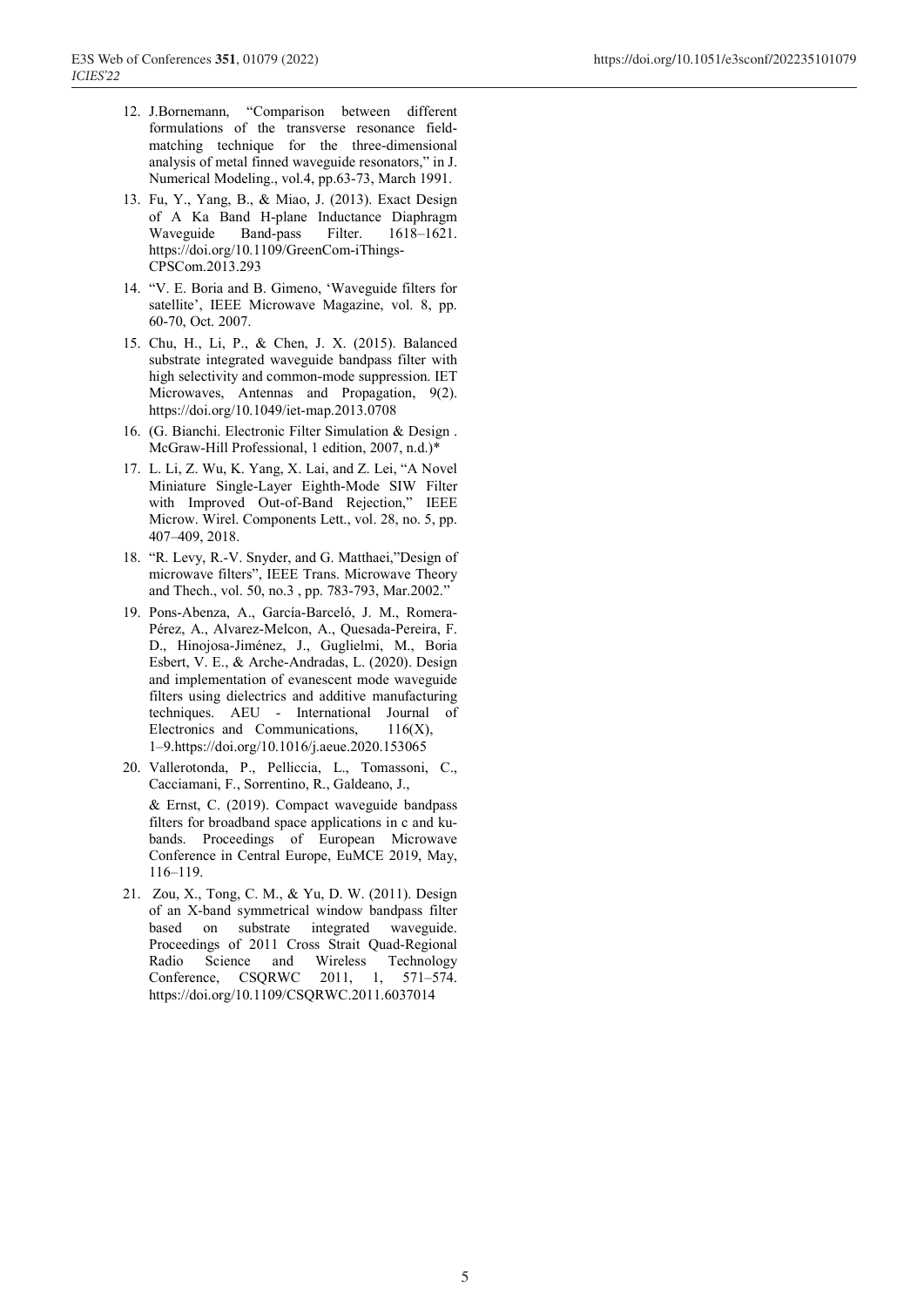12. J.Bornemann, "Comparison between different formulations of the transverse resonance field-matching technique for the three-dimensional analysis of metal finned waveguide resonators," in J. Numerical Modeling., vol.4, pp.63-73, March 1991.
13. Fu, Y., Yang, B., & Miao, J. (2013). Exact Design of A Ka Band H-plane Inductance Diaphragm Waveguide Band-pass Filter. 1618–1621. https://doi.org/10.1109/GreenCom-iThings-CPSCom.2013.293
14. "V. E. Boria and B. Gimeno, 'Waveguide filters for satellite', IEEE Microwave Magazine, vol. 8, pp. 60-70, Oct. 2007.
15. Chu, H., Li, P., & Chen, J. X. (2015). Balanced substrate integrated waveguide bandpass filter with high selectivity and common-mode suppression. IET Microwaves, Antennas and Propagation, 9(2). https://doi.org/10.1049/iet-map.2013.0708
16. (G. Bianchi. Electronic Filter Simulation & Design . McGraw-Hill Professional, 1 edition, 2007, n.d.)*
17. L. Li, Z. Wu, K. Yang, X. Lai, and Z. Lei, "A Novel Miniature Single-Layer Eighth-Mode SIW Filter with Improved Out-of-Band Rejection," IEEE Microw. Wirel. Components Lett., vol. 28, no. 5, pp. 407–409, 2018.
18. "R. Levy, R.-V. Snyder, and G. Matthaei,"Design of microwave filters", IEEE Trans. Microwave Theory and Thech., vol. 50, no.3 , pp. 783-793, Mar.2002."
19. Pons-Abenza, A., García-Barceló, J. M., Romera-Pérez, A., Alvarez-Melcon, A., Quesada-Pereira, F. D., Hinojosa-Jiménez, J., Guglielmi, M., Boria Esbert, V. E., & Arche-Andradas, L. (2020). Design and implementation of evanescent mode waveguide filters using dielectrics and additive manufacturing techniques. AEU - International Journal of Electronics and Communications, 116(X), 1–9.https://doi.org/10.1016/j.aeue.2020.153065
20. Vallerotonda, P., Pelliccia, L., Tomassoni, C., Cacciamani, F., Sorrentino, R., Galdeano, J., & Ernst, C. (2019). Compact waveguide bandpass filters for broadband space applications in c and ku-bands. Proceedings of European Microwave Conference in Central Europe, EuMCE 2019, May, 116–119.
21. Zou, X., Tong, C. M., & Yu, D. W. (2011). Design of an X-band symmetrical window bandpass filter based on substrate integrated waveguide. Proceedings of 2011 Cross Strait Quad-Regional Radio Science and Wireless Technology Conference, CSQRWC 2011, 1, 571–574. https://doi.org/10.1109/CSQRWC.2011.6037014